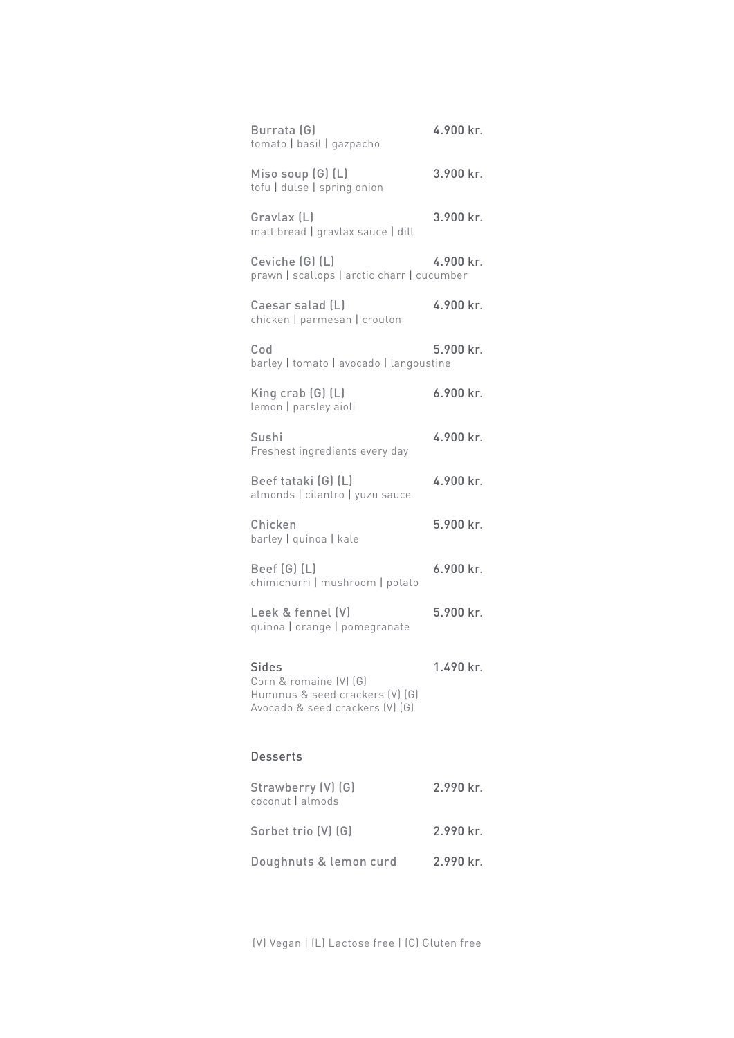**Burrata (G)** 4.900 kr.
tomato | basil | gazpacho

**Miso soup (G) (L)** 3.900 kr.
tofu | dulse | spring onion

**Gravlax (L)** 3.900 kr.
malt bread | gravlax sauce | dill

**Ceviche (G) (L)** 4.900 kr.
prawn | scallops | arctic charr | cucumber

**Caesar salad (L)** 4.900 kr.
chicken | parmesan | crouton

**Cod** 5.900 kr.
barley | tomato | avocado | langoustine

**King crab (G) (L)** 6.900 kr.
lemon | parsley aioli

**Sushi** 4.900 kr.
Freshest ingredients every day

**Beef tataki (G) (L)** 4.900 kr.
almonds | cilantro | yuzu sauce

**Chicken** 5.900 kr.
barley | quinoa | kale

**Beef (G) (L)** 6.900 kr.
chimichurri | mushroom | potato

**Leek & fennel (V)** 5.900 kr.
quinoa | orange | pomegranate

**Sides** 1.490 kr.
Corn & romaine (V) (G)
Hummus & seed crackers (V) (G)
Avocado & seed crackers (V) (G)

## Desserts

**Strawberry (V) (G)** 2.990 kr.
coconut | almods

**Sorbet trio (V) (G)** 2.990 kr.

**Doughnuts & lemon curd** 2.990 kr.

(V) Vegan | (L) Lactose free | (G) Gluten free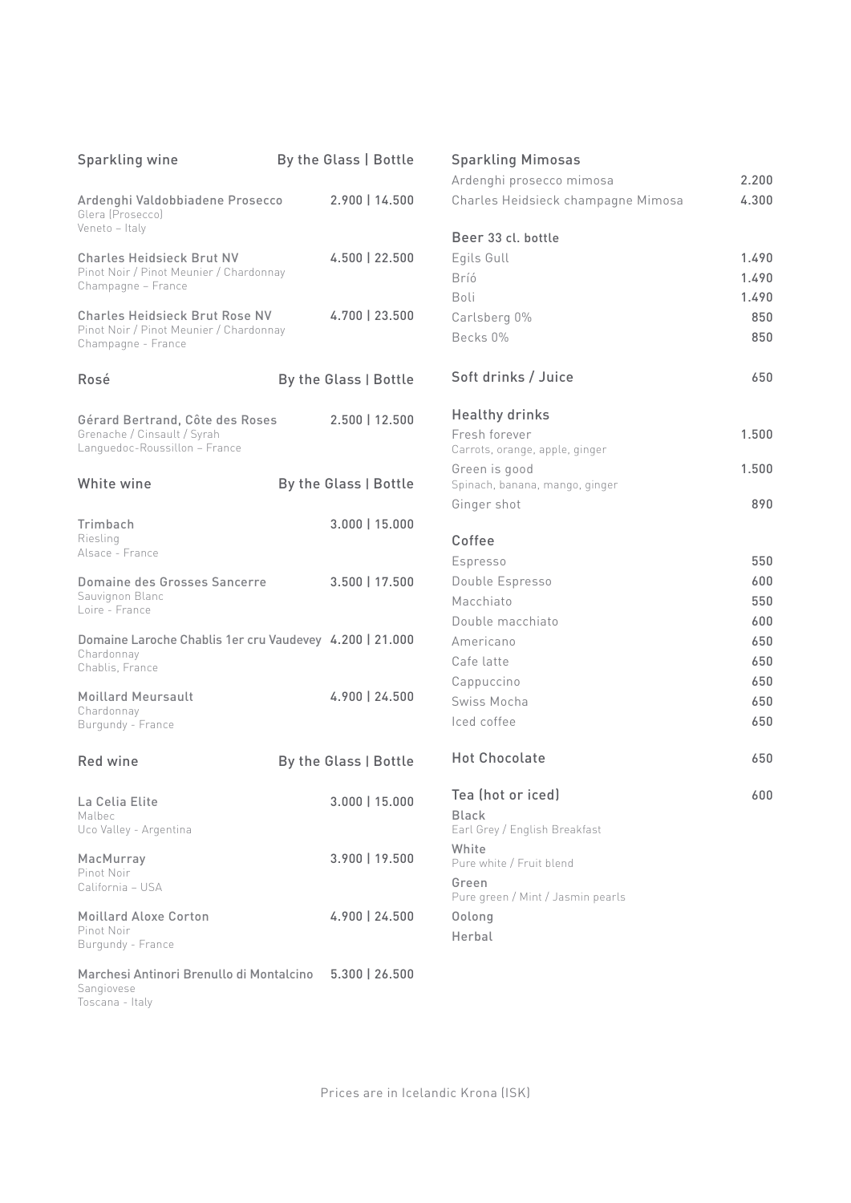## Sparkling wine

By the Glass | Bottle

**Ardenghi Valdobbiadene Prosecco** — 2.900 | 14.500
Glera (Prosecco)
Veneto – Italy

**Charles Heidsieck Brut NV** — 4.500 | 22.500
Pinot Noir / Pinot Meunier / Chardonnay
Champagne – France

**Charles Heidsieck Brut Rose NV** — 4.700 | 23.500
Pinot Noir / Pinot Meunier / Chardonnay
Champagne - France

## Rosé

By the Glass | Bottle

**Gérard Bertrand, Côte des Roses** — 2.500 | 12.500
Grenache / Cinsault / Syrah
Languedoc-Roussillon – France

## White wine

By the Glass | Bottle

**Trimbach** — 3.000 | 15.000
Riesling
Alsace - France

**Domaine des Grosses Sancerre** — 3.500 | 17.500
Sauvignon Blanc
Loire - France

**Domaine Laroche Chablis 1er cru Vaudevey** — 4.200 | 21.000
Chardonnay
Chablis, France

**Moillard Meursault** — 4.900 | 24.500
Chardonnay
Burgundy - France

## Red wine

By the Glass | Bottle

**La Celia Elite** — 3.000 | 15.000
Malbec
Uco Valley - Argentina

**MacMurray** — 3.900 | 19.500
Pinot Noir
California – USA

**Moillard Aloxe Corton** — 4.900 | 24.500
Pinot Noir
Burgundy - France

**Marchesi Antinori Brenullo di Montalcino** — 5.300 | 26.500
Sangiovese
Toscana - Italy

## Sparkling Mimosas

| | |
|---|---|
| Ardenghi prosecco mimosa | 2.200 |
| Charles Heidsieck champagne Mimosa | 4.300 |

## Beer 33 cl. bottle

| | |
|---|---|
| Egils Gull | 1.490 |
| Bríó | 1.490 |
| Boli | 1.490 |
| Carlsberg 0% | 850 |
| Becks 0% | 850 |

## Soft drinks / Juice — 650

## Healthy drinks

**Fresh forever** — 1.500
Carrots, orange, apple, ginger

**Green is good** — 1.500
Spinach, banana, mango, ginger

**Ginger shot** — 890

## Coffee

| | |
|---|---|
| Espresso | 550 |
| Double Espresso | 600 |
| Macchiato | 550 |
| Double macchiato | 600 |
| Americano | 650 |
| Cafe latte | 650 |
| Cappuccino | 650 |
| Swiss Mocha | 650 |
| Iced coffee | 650 |

## Hot Chocolate — 650

## Tea (hot or iced) — 600

**Black**
Earl Grey / English Breakfast

**White**
Pure white / Fruit blend

**Green**
Pure green / Mint / Jasmin pearls

**Oolong**

**Herbal**

Prices are in Icelandic Krona (ISK)